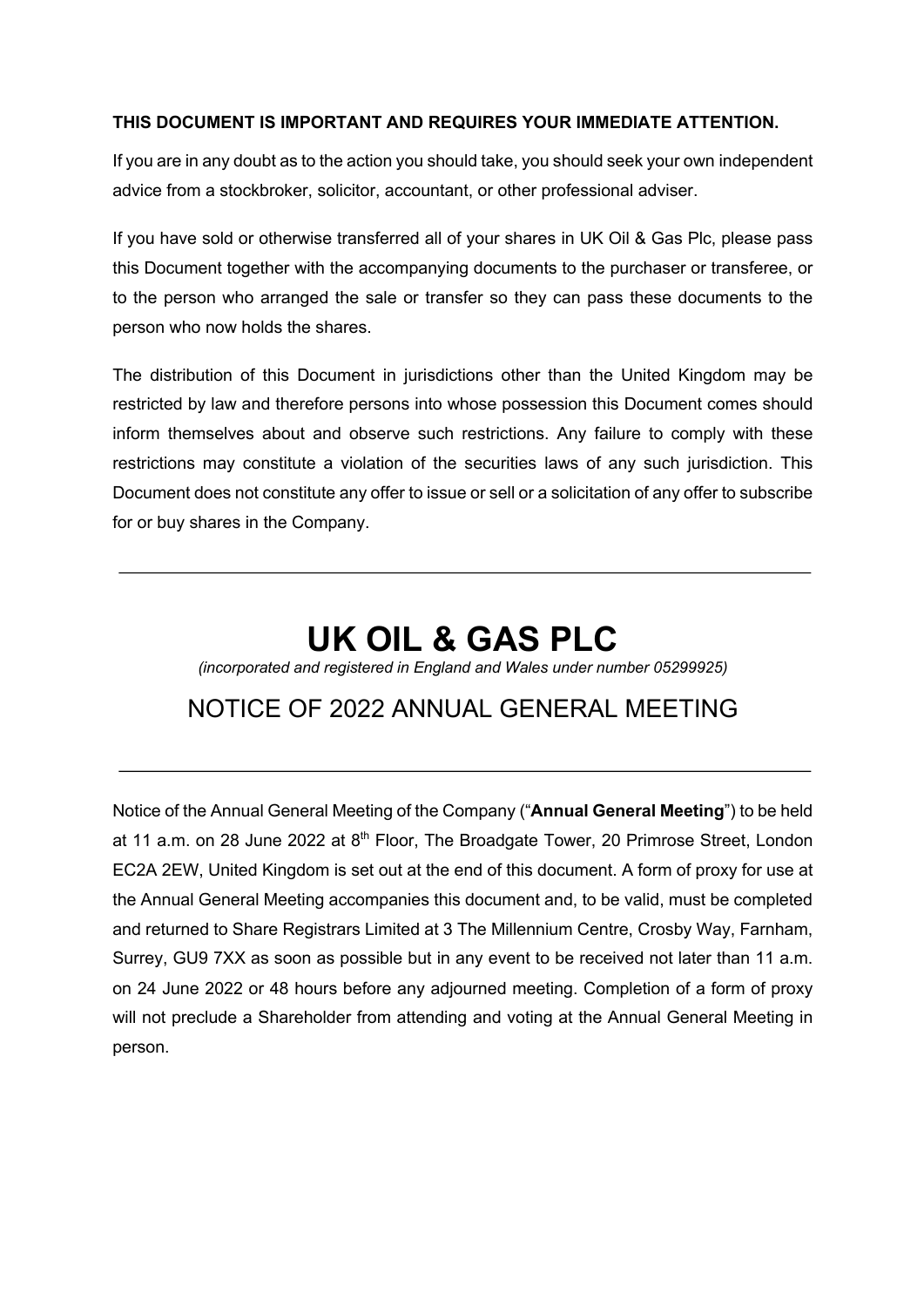**THIS DOCUMENT IS IMPORTANT AND REQUIRES YOUR IMMEDIATE ATTENTION.**

If you are in any doubt as to the action you should take, you should seek your own independent advice from a stockbroker, solicitor, accountant, or other professional adviser.

If you have sold or otherwise transferred all of your shares in UK Oil & Gas Plc, please pass this Document together with the accompanying documents to the purchaser or transferee, or to the person who arranged the sale or transfer so they can pass these documents to the person who now holds the shares.

The distribution of this Document in jurisdictions other than the United Kingdom may be restricted by law and therefore persons into whose possession this Document comes should inform themselves about and observe such restrictions. Any failure to comply with these restrictions may constitute a violation of the securities laws of any such jurisdiction. This Document does not constitute any offer to issue or sell or a solicitation of any offer to subscribe for or buy shares in the Company.

---

# UK OIL & GAS PLC

*(incorporated and registered in England and Wales under number 05299925)*

## NOTICE OF 2022 ANNUAL GENERAL MEETING

---

Notice of the Annual General Meeting of the Company ("**Annual General Meeting**") to be held at 11 a.m. on 28 June 2022 at 8th Floor, The Broadgate Tower, 20 Primrose Street, London EC2A 2EW, United Kingdom is set out at the end of this document. A form of proxy for use at the Annual General Meeting accompanies this document and, to be valid, must be completed and returned to Share Registrars Limited at 3 The Millennium Centre, Crosby Way, Farnham, Surrey, GU9 7XX as soon as possible but in any event to be received not later than 11 a.m. on 24 June 2022 or 48 hours before any adjourned meeting. Completion of a form of proxy will not preclude a Shareholder from attending and voting at the Annual General Meeting in person.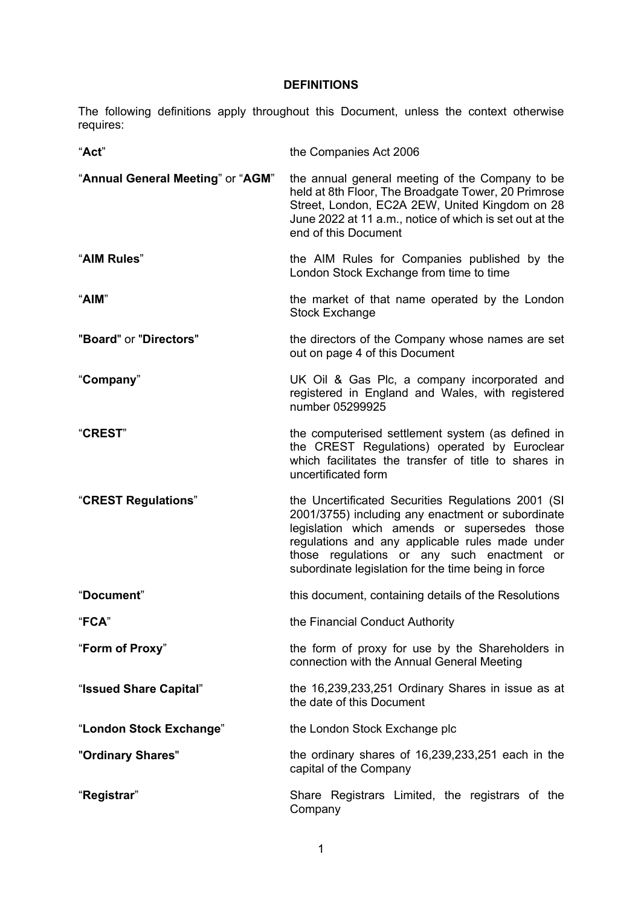## DEFINITIONS

The following definitions apply throughout this Document, unless the context otherwise requires:

| | |
|---|---|
| "**Act**" | the Companies Act 2006 |
| "**Annual General Meeting**" or "**AGM**" | the annual general meeting of the Company to be held at 8th Floor, The Broadgate Tower, 20 Primrose Street, London, EC2A 2EW, United Kingdom on 28 June 2022 at 11 a.m., notice of which is set out at the end of this Document |
| "**AIM Rules**" | the AIM Rules for Companies published by the London Stock Exchange from time to time |
| "**AIM**" | the market of that name operated by the London Stock Exchange |
| "**Board**" or "**Directors**" | the directors of the Company whose names are set out on page 4 of this Document |
| "**Company**" | UK Oil & Gas Plc, a company incorporated and registered in England and Wales, with registered number 05299925 |
| "**CREST**" | the computerised settlement system (as defined in the CREST Regulations) operated by Euroclear which facilitates the transfer of title to shares in uncertificated form |
| "**CREST Regulations**" | the Uncertificated Securities Regulations 2001 (SI 2001/3755) including any enactment or subordinate legislation which amends or supersedes those regulations and any applicable rules made under those regulations or any such enactment or subordinate legislation for the time being in force |
| "**Document**" | this document, containing details of the Resolutions |
| "**FCA**" | the Financial Conduct Authority |
| "**Form of Proxy**" | the form of proxy for use by the Shareholders in connection with the Annual General Meeting |
| "**Issued Share Capital**" | the 16,239,233,251 Ordinary Shares in issue as at the date of this Document |
| "**London Stock Exchange**" | the London Stock Exchange plc |
| "**Ordinary Shares**" | the ordinary shares of 16,239,233,251 each in the capital of the Company |
| "**Registrar**" | Share Registrars Limited, the registrars of the Company |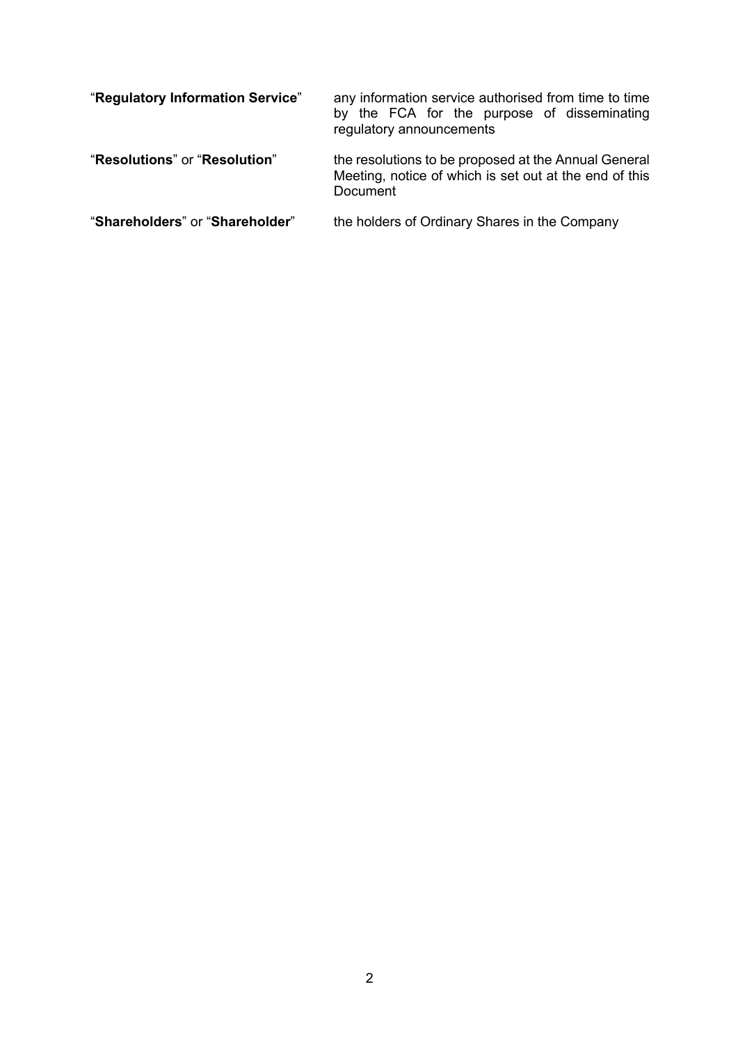| | |
|---|---|
| "**Regulatory Information Service**" | any information service authorised from time to time by the FCA for the purpose of disseminating regulatory announcements |
| "**Resolutions**" or "**Resolution**" | the resolutions to be proposed at the Annual General Meeting, notice of which is set out at the end of this Document |
| "**Shareholders**" or "**Shareholder**" | the holders of Ordinary Shares in the Company |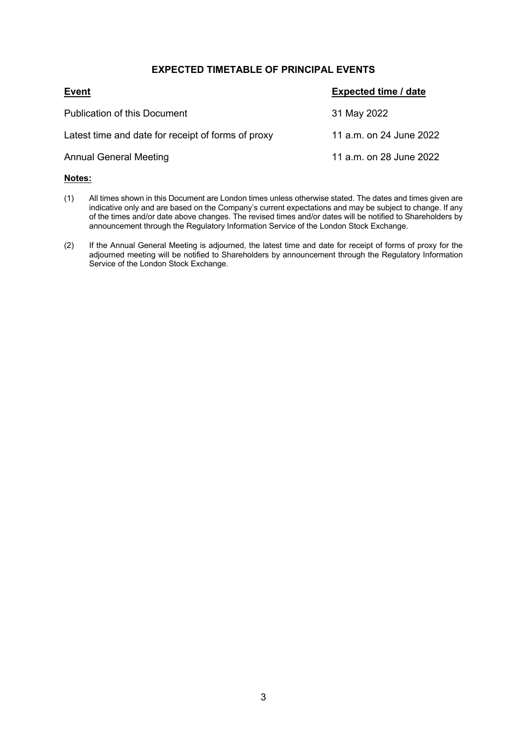## EXPECTED TIMETABLE OF PRINCIPAL EVENTS

| Event | Expected time / date |
| --- | --- |
| Publication of this Document | 31 May 2022 |
| Latest time and date for receipt of forms of proxy | 11 a.m. on 24 June 2022 |
| Annual General Meeting | 11 a.m. on 28 June 2022 |

**Notes:**

(1) All times shown in this Document are London times unless otherwise stated. The dates and times given are indicative only and are based on the Company's current expectations and may be subject to change. If any of the times and/or date above changes. The revised times and/or dates will be notified to Shareholders by announcement through the Regulatory Information Service of the London Stock Exchange.

(2) If the Annual General Meeting is adjourned, the latest time and date for receipt of forms of proxy for the adjourned meeting will be notified to Shareholders by announcement through the Regulatory Information Service of the London Stock Exchange.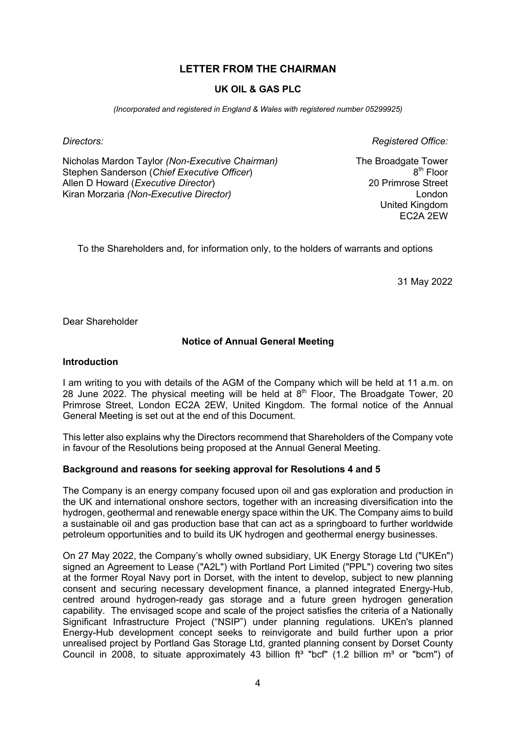# LETTER FROM THE CHAIRMAN

## UK OIL & GAS PLC

*(Incorporated and registered in England & Wales with registered number 05299925)*

*Directors:*

Nicholas Mardon Taylor *(Non-Executive Chairman)*
Stephen Sanderson (*Chief Executive Officer*)
Allen D Howard (*Executive Director*)
Kiran Morzaria *(Non-Executive Director)*

*Registered Office:*

The Broadgate Tower
8th Floor
20 Primrose Street
London
United Kingdom
EC2A 2EW

To the Shareholders and, for information only, to the holders of warrants and options

31 May 2022

Dear Shareholder

**Notice of Annual General Meeting**

**Introduction**

I am writing to you with details of the AGM of the Company which will be held at 11 a.m. on 28 June 2022. The physical meeting will be held at 8th Floor, The Broadgate Tower, 20 Primrose Street, London EC2A 2EW, United Kingdom. The formal notice of the Annual General Meeting is set out at the end of this Document.

This letter also explains why the Directors recommend that Shareholders of the Company vote in favour of the Resolutions being proposed at the Annual General Meeting.

**Background and reasons for seeking approval for Resolutions 4 and 5**

The Company is an energy company focused upon oil and gas exploration and production in the UK and international onshore sectors, together with an increasing diversification into the hydrogen, geothermal and renewable energy space within the UK. The Company aims to build a sustainable oil and gas production base that can act as a springboard to further worldwide petroleum opportunities and to build its UK hydrogen and geothermal energy businesses.

On 27 May 2022, the Company's wholly owned subsidiary, UK Energy Storage Ltd ("UKEn") signed an Agreement to Lease ("A2L") with Portland Port Limited ("PPL") covering two sites at the former Royal Navy port in Dorset, with the intent to develop, subject to new planning consent and securing necessary development finance, a planned integrated Energy-Hub, centred around hydrogen-ready gas storage and a future green hydrogen generation capability. The envisaged scope and scale of the project satisfies the criteria of a Nationally Significant Infrastructure Project ("NSIP") under planning regulations. UKEn's planned Energy-Hub development concept seeks to reinvigorate and build further upon a prior unrealised project by Portland Gas Storage Ltd, granted planning consent by Dorset County Council in 2008, to situate approximately 43 billion $ft^3$ "bcf" (1.2 billion $m^3$ or "bcm") of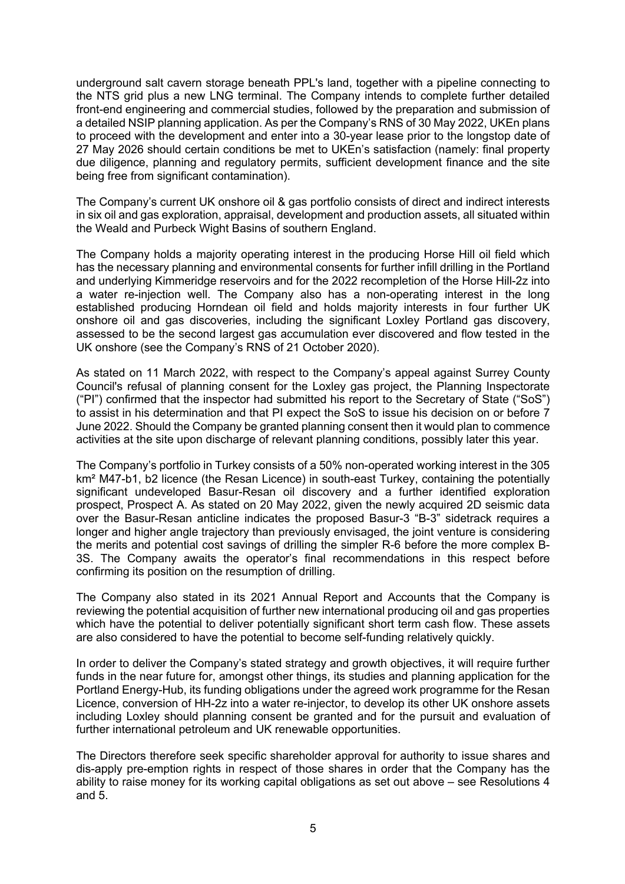underground salt cavern storage beneath PPL's land, together with a pipeline connecting to the NTS grid plus a new LNG terminal. The Company intends to complete further detailed front-end engineering and commercial studies, followed by the preparation and submission of a detailed NSIP planning application. As per the Company's RNS of 30 May 2022, UKEn plans to proceed with the development and enter into a 30-year lease prior to the longstop date of 27 May 2026 should certain conditions be met to UKEn's satisfaction (namely: final property due diligence, planning and regulatory permits, sufficient development finance and the site being free from significant contamination).

The Company's current UK onshore oil & gas portfolio consists of direct and indirect interests in six oil and gas exploration, appraisal, development and production assets, all situated within the Weald and Purbeck Wight Basins of southern England.

The Company holds a majority operating interest in the producing Horse Hill oil field which has the necessary planning and environmental consents for further infill drilling in the Portland and underlying Kimmeridge reservoirs and for the 2022 recompletion of the Horse Hill-2z into a water re-injection well. The Company also has a non-operating interest in the long established producing Horndean oil field and holds majority interests in four further UK onshore oil and gas discoveries, including the significant Loxley Portland gas discovery, assessed to be the second largest gas accumulation ever discovered and flow tested in the UK onshore (see the Company's RNS of 21 October 2020).

As stated on 11 March 2022, with respect to the Company's appeal against Surrey County Council's refusal of planning consent for the Loxley gas project, the Planning Inspectorate ("PI") confirmed that the inspector had submitted his report to the Secretary of State ("SoS") to assist in his determination and that PI expect the SoS to issue his decision on or before 7 June 2022. Should the Company be granted planning consent then it would plan to commence activities at the site upon discharge of relevant planning conditions, possibly later this year.

The Company's portfolio in Turkey consists of a 50% non-operated working interest in the 305 km² M47-b1, b2 licence (the Resan Licence) in south-east Turkey, containing the potentially significant undeveloped Basur-Resan oil discovery and a further identified exploration prospect, Prospect A. As stated on 20 May 2022, given the newly acquired 2D seismic data over the Basur-Resan anticline indicates the proposed Basur-3 "B-3" sidetrack requires a longer and higher angle trajectory than previously envisaged, the joint venture is considering the merits and potential cost savings of drilling the simpler R-6 before the more complex B-3S. The Company awaits the operator's final recommendations in this respect before confirming its position on the resumption of drilling.

The Company also stated in its 2021 Annual Report and Accounts that the Company is reviewing the potential acquisition of further new international producing oil and gas properties which have the potential to deliver potentially significant short term cash flow. These assets are also considered to have the potential to become self-funding relatively quickly.

In order to deliver the Company's stated strategy and growth objectives, it will require further funds in the near future for, amongst other things, its studies and planning application for the Portland Energy-Hub, its funding obligations under the agreed work programme for the Resan Licence, conversion of HH-2z into a water re-injector, to develop its other UK onshore assets including Loxley should planning consent be granted and for the pursuit and evaluation of further international petroleum and UK renewable opportunities.

The Directors therefore seek specific shareholder approval for authority to issue shares and dis-apply pre-emption rights in respect of those shares in order that the Company has the ability to raise money for its working capital obligations as set out above – see Resolutions 4 and 5.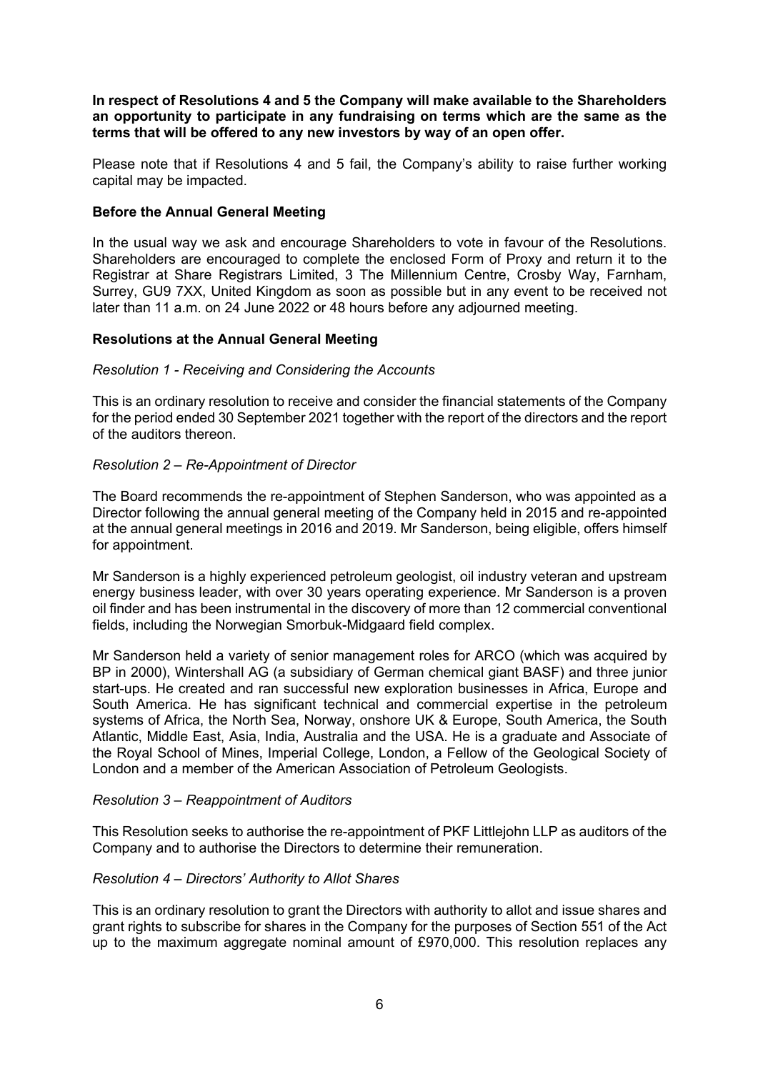**In respect of Resolutions 4 and 5 the Company will make available to the Shareholders an opportunity to participate in any fundraising on terms which are the same as the terms that will be offered to any new investors by way of an open offer.**

Please note that if Resolutions 4 and 5 fail, the Company's ability to raise further working capital may be impacted.

**Before the Annual General Meeting**

In the usual way we ask and encourage Shareholders to vote in favour of the Resolutions. Shareholders are encouraged to complete the enclosed Form of Proxy and return it to the Registrar at Share Registrars Limited, 3 The Millennium Centre, Crosby Way, Farnham, Surrey, GU9 7XX, United Kingdom as soon as possible but in any event to be received not later than 11 a.m. on 24 June 2022 or 48 hours before any adjourned meeting.

**Resolutions at the Annual General Meeting**

*Resolution 1 - Receiving and Considering the Accounts*

This is an ordinary resolution to receive and consider the financial statements of the Company for the period ended 30 September 2021 together with the report of the directors and the report of the auditors thereon.

*Resolution 2 – Re-Appointment of Director*

The Board recommends the re-appointment of Stephen Sanderson, who was appointed as a Director following the annual general meeting of the Company held in 2015 and re-appointed at the annual general meetings in 2016 and 2019. Mr Sanderson, being eligible, offers himself for appointment.

Mr Sanderson is a highly experienced petroleum geologist, oil industry veteran and upstream energy business leader, with over 30 years operating experience. Mr Sanderson is a proven oil finder and has been instrumental in the discovery of more than 12 commercial conventional fields, including the Norwegian Smorbuk-Midgaard field complex.

Mr Sanderson held a variety of senior management roles for ARCO (which was acquired by BP in 2000), Wintershall AG (a subsidiary of German chemical giant BASF) and three junior start-ups. He created and ran successful new exploration businesses in Africa, Europe and South America. He has significant technical and commercial expertise in the petroleum systems of Africa, the North Sea, Norway, onshore UK & Europe, South America, the South Atlantic, Middle East, Asia, India, Australia and the USA. He is a graduate and Associate of the Royal School of Mines, Imperial College, London, a Fellow of the Geological Society of London and a member of the American Association of Petroleum Geologists.

*Resolution 3 – Reappointment of Auditors*

This Resolution seeks to authorise the re-appointment of PKF Littlejohn LLP as auditors of the Company and to authorise the Directors to determine their remuneration.

*Resolution 4 – Directors' Authority to Allot Shares*

This is an ordinary resolution to grant the Directors with authority to allot and issue shares and grant rights to subscribe for shares in the Company for the purposes of Section 551 of the Act up to the maximum aggregate nominal amount of £970,000. This resolution replaces any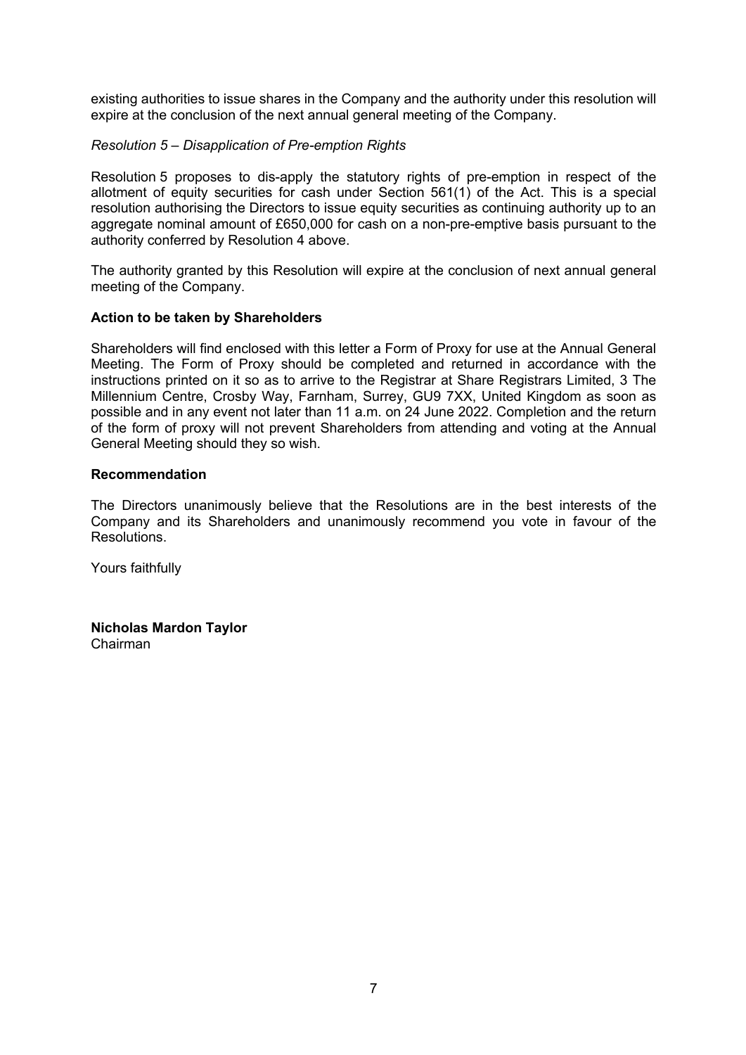existing authorities to issue shares in the Company and the authority under this resolution will expire at the conclusion of the next annual general meeting of the Company.

*Resolution 5 – Disapplication of Pre-emption Rights*

Resolution 5 proposes to dis-apply the statutory rights of pre-emption in respect of the allotment of equity securities for cash under Section 561(1) of the Act. This is a special resolution authorising the Directors to issue equity securities as continuing authority up to an aggregate nominal amount of £650,000 for cash on a non-pre-emptive basis pursuant to the authority conferred by Resolution 4 above.

The authority granted by this Resolution will expire at the conclusion of next annual general meeting of the Company.

**Action to be taken by Shareholders**

Shareholders will find enclosed with this letter a Form of Proxy for use at the Annual General Meeting. The Form of Proxy should be completed and returned in accordance with the instructions printed on it so as to arrive to the Registrar at Share Registrars Limited, 3 The Millennium Centre, Crosby Way, Farnham, Surrey, GU9 7XX, United Kingdom as soon as possible and in any event not later than 11 a.m. on 24 June 2022. Completion and the return of the form of proxy will not prevent Shareholders from attending and voting at the Annual General Meeting should they so wish.

**Recommendation**

The Directors unanimously believe that the Resolutions are in the best interests of the Company and its Shareholders and unanimously recommend you vote in favour of the Resolutions.

Yours faithfully

**Nicholas Mardon Taylor**
Chairman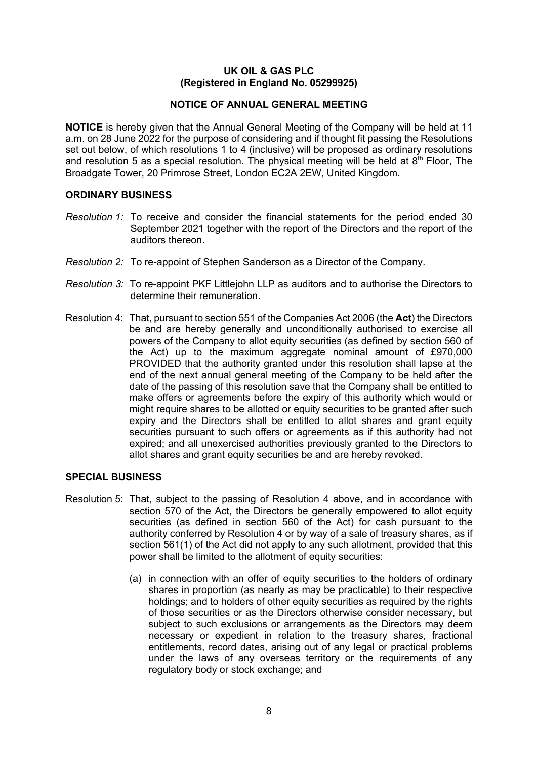**UK OIL & GAS PLC**
**(Registered in England No. 05299925)**

**NOTICE OF ANNUAL GENERAL MEETING**

**NOTICE** is hereby given that the Annual General Meeting of the Company will be held at 11 a.m. on 28 June 2022 for the purpose of considering and if thought fit passing the Resolutions set out below, of which resolutions 1 to 4 (inclusive) will be proposed as ordinary resolutions and resolution 5 as a special resolution. The physical meeting will be held at 8th Floor, The Broadgate Tower, 20 Primrose Street, London EC2A 2EW, United Kingdom.

**ORDINARY BUSINESS**

*Resolution 1:* To receive and consider the financial statements for the period ended 30 September 2021 together with the report of the Directors and the report of the auditors thereon.

*Resolution 2:* To re-appoint of Stephen Sanderson as a Director of the Company.

*Resolution 3:* To re-appoint PKF Littlejohn LLP as auditors and to authorise the Directors to determine their remuneration.

Resolution 4: That, pursuant to section 551 of the Companies Act 2006 (the **Act**) the Directors be and are hereby generally and unconditionally authorised to exercise all powers of the Company to allot equity securities (as defined by section 560 of the Act) up to the maximum aggregate nominal amount of £970,000 PROVIDED that the authority granted under this resolution shall lapse at the end of the next annual general meeting of the Company to be held after the date of the passing of this resolution save that the Company shall be entitled to make offers or agreements before the expiry of this authority which would or might require shares to be allotted or equity securities to be granted after such expiry and the Directors shall be entitled to allot shares and grant equity securities pursuant to such offers or agreements as if this authority had not expired; and all unexercised authorities previously granted to the Directors to allot shares and grant equity securities be and are hereby revoked.

**SPECIAL BUSINESS**

Resolution 5: That, subject to the passing of Resolution 4 above, and in accordance with section 570 of the Act, the Directors be generally empowered to allot equity securities (as defined in section 560 of the Act) for cash pursuant to the authority conferred by Resolution 4 or by way of a sale of treasury shares, as if section 561(1) of the Act did not apply to any such allotment, provided that this power shall be limited to the allotment of equity securities:

(a) in connection with an offer of equity securities to the holders of ordinary shares in proportion (as nearly as may be practicable) to their respective holdings; and to holders of other equity securities as required by the rights of those securities or as the Directors otherwise consider necessary, but subject to such exclusions or arrangements as the Directors may deem necessary or expedient in relation to the treasury shares, fractional entitlements, record dates, arising out of any legal or practical problems under the laws of any overseas territory or the requirements of any regulatory body or stock exchange; and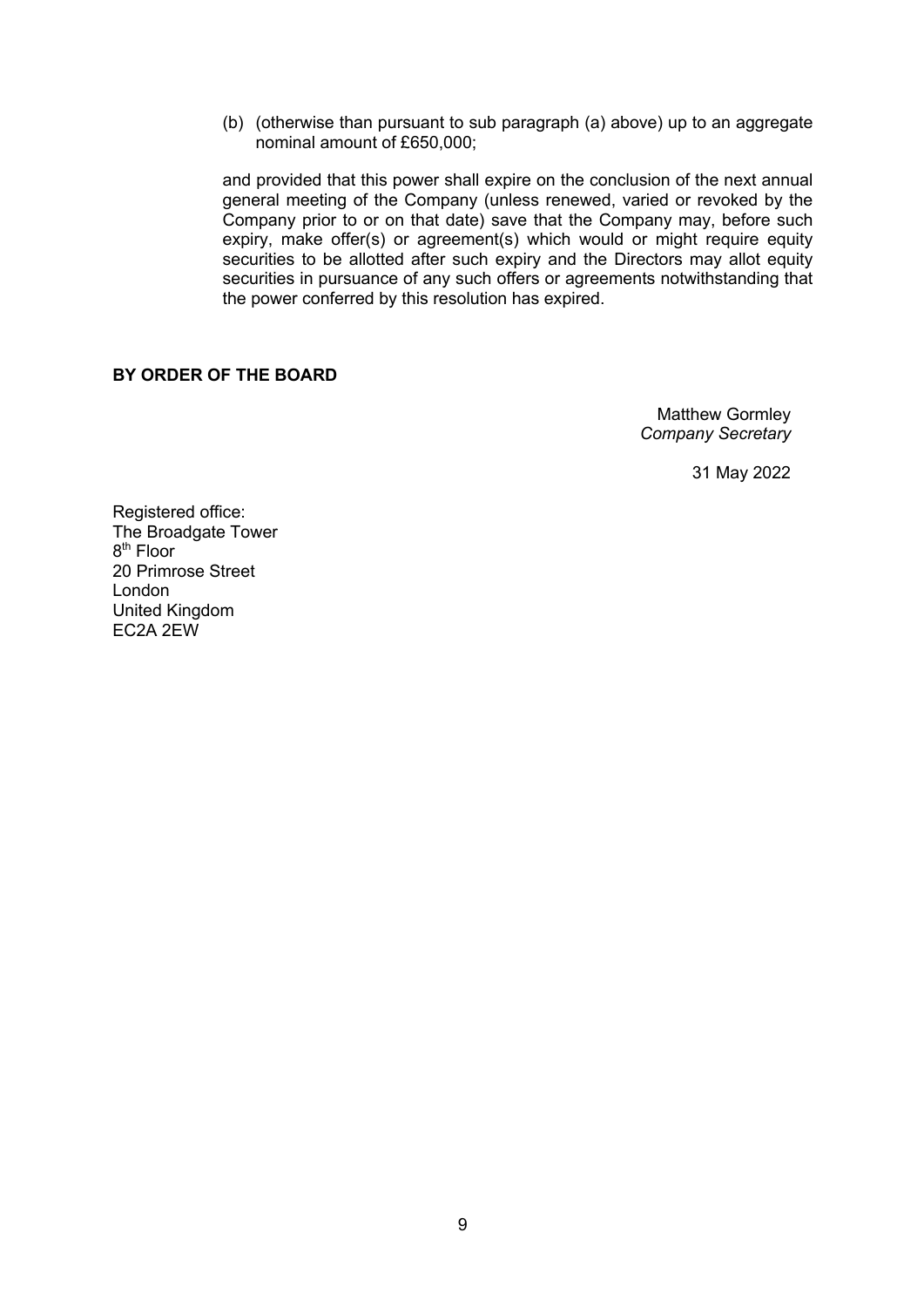(b) (otherwise than pursuant to sub paragraph (a) above) up to an aggregate nominal amount of £650,000;

and provided that this power shall expire on the conclusion of the next annual general meeting of the Company (unless renewed, varied or revoked by the Company prior to or on that date) save that the Company may, before such expiry, make offer(s) or agreement(s) which would or might require equity securities to be allotted after such expiry and the Directors may allot equity securities in pursuance of any such offers or agreements notwithstanding that the power conferred by this resolution has expired.

**BY ORDER OF THE BOARD**

Matthew Gormley
*Company Secretary*

31 May 2022

Registered office:
The Broadgate Tower
8th Floor
20 Primrose Street
London
United Kingdom
EC2A 2EW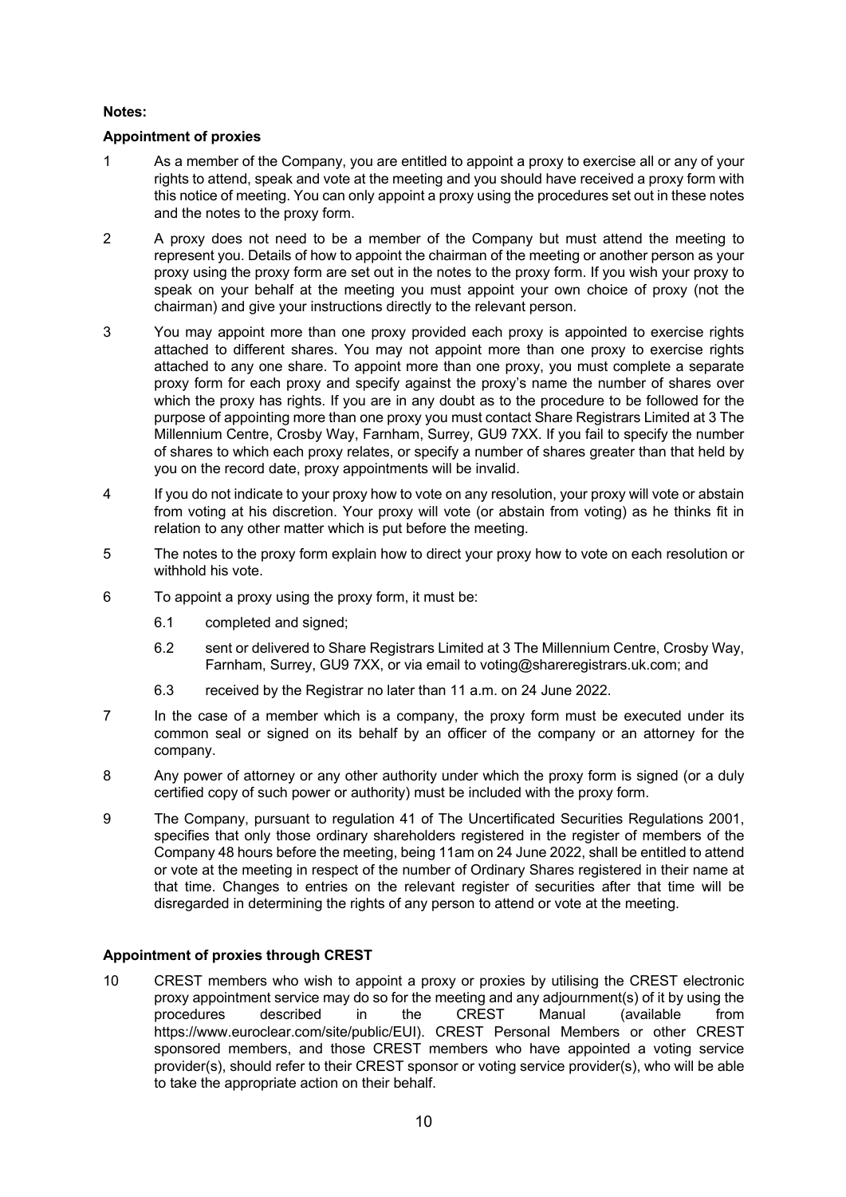**Notes:**

**Appointment of proxies**

1. As a member of the Company, you are entitled to appoint a proxy to exercise all or any of your rights to attend, speak and vote at the meeting and you should have received a proxy form with this notice of meeting. You can only appoint a proxy using the procedures set out in these notes and the notes to the proxy form.

2. A proxy does not need to be a member of the Company but must attend the meeting to represent you. Details of how to appoint the chairman of the meeting or another person as your proxy using the proxy form are set out in the notes to the proxy form. If you wish your proxy to speak on your behalf at the meeting you must appoint your own choice of proxy (not the chairman) and give your instructions directly to the relevant person.

3. You may appoint more than one proxy provided each proxy is appointed to exercise rights attached to different shares. You may not appoint more than one proxy to exercise rights attached to any one share. To appoint more than one proxy, you must complete a separate proxy form for each proxy and specify against the proxy's name the number of shares over which the proxy has rights. If you are in any doubt as to the procedure to be followed for the purpose of appointing more than one proxy you must contact Share Registrars Limited at 3 The Millennium Centre, Crosby Way, Farnham, Surrey, GU9 7XX. If you fail to specify the number of shares to which each proxy relates, or specify a number of shares greater than that held by you on the record date, proxy appointments will be invalid.

4. If you do not indicate to your proxy how to vote on any resolution, your proxy will vote or abstain from voting at his discretion. Your proxy will vote (or abstain from voting) as he thinks fit in relation to any other matter which is put before the meeting.

5. The notes to the proxy form explain how to direct your proxy how to vote on each resolution or withhold his vote.

6. To appoint a proxy using the proxy form, it must be:

   6.1 completed and signed;

   6.2 sent or delivered to Share Registrars Limited at 3 The Millennium Centre, Crosby Way, Farnham, Surrey, GU9 7XX, or via email to voting@shareregistrars.uk.com; and

   6.3 received by the Registrar no later than 11 a.m. on 24 June 2022.

7. In the case of a member which is a company, the proxy form must be executed under its common seal or signed on its behalf by an officer of the company or an attorney for the company.

8. Any power of attorney or any other authority under which the proxy form is signed (or a duly certified copy of such power or authority) must be included with the proxy form.

9. The Company, pursuant to regulation 41 of The Uncertificated Securities Regulations 2001, specifies that only those ordinary shareholders registered in the register of members of the Company 48 hours before the meeting, being 11am on 24 June 2022, shall be entitled to attend or vote at the meeting in respect of the number of Ordinary Shares registered in their name at that time. Changes to entries on the relevant register of securities after that time will be disregarded in determining the rights of any person to attend or vote at the meeting.

**Appointment of proxies through CREST**

10. CREST members who wish to appoint a proxy or proxies by utilising the CREST electronic proxy appointment service may do so for the meeting and any adjournment(s) of it by using the procedures described in the CREST Manual (available from https://www.euroclear.com/site/public/EUI). CREST Personal Members or other CREST sponsored members, and those CREST members who have appointed a voting service provider(s), should refer to their CREST sponsor or voting service provider(s), who will be able to take the appropriate action on their behalf.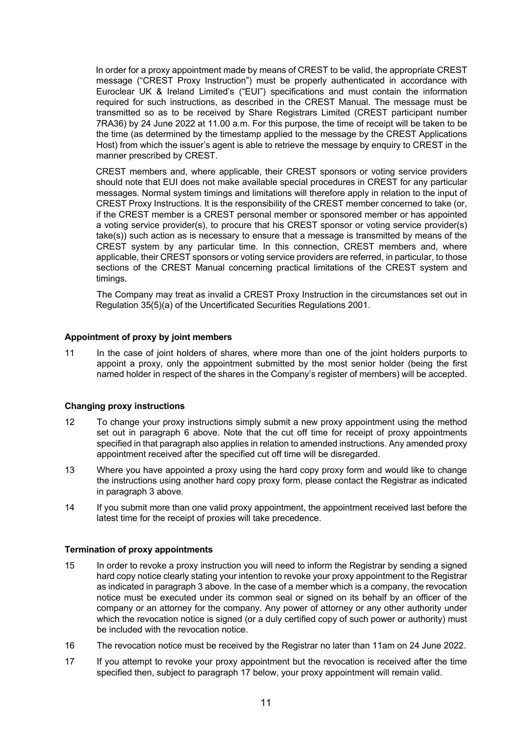In order for a proxy appointment made by means of CREST to be valid, the appropriate CREST message ("CREST Proxy Instruction") must be properly authenticated in accordance with Euroclear UK & Ireland Limited's ("EUI") specifications and must contain the information required for such instructions, as described in the CREST Manual. The message must be transmitted so as to be received by Share Registrars Limited (CREST participant number 7RA36) by 24 June 2022 at 11.00 a.m. For this purpose, the time of receipt will be taken to be the time (as determined by the timestamp applied to the message by the CREST Applications Host) from which the issuer's agent is able to retrieve the message by enquiry to CREST in the manner prescribed by CREST.

CREST members and, where applicable, their CREST sponsors or voting service providers should note that EUI does not make available special procedures in CREST for any particular messages. Normal system timings and limitations will therefore apply in relation to the input of CREST Proxy Instructions. It is the responsibility of the CREST member concerned to take (or, if the CREST member is a CREST personal member or sponsored member or has appointed a voting service provider(s), to procure that his CREST sponsor or voting service provider(s) take(s)) such action as is necessary to ensure that a message is transmitted by means of the CREST system by any particular time. In this connection, CREST members and, where applicable, their CREST sponsors or voting service providers are referred, in particular, to those sections of the CREST Manual concerning practical limitations of the CREST system and timings.

The Company may treat as invalid a CREST Proxy Instruction in the circumstances set out in Regulation 35(5)(a) of the Uncertificated Securities Regulations 2001.

**Appointment of proxy by joint members**

11 In the case of joint holders of shares, where more than one of the joint holders purports to appoint a proxy, only the appointment submitted by the most senior holder (being the first named holder in respect of the shares in the Company's register of members) will be accepted.

**Changing proxy instructions**

12 To change your proxy instructions simply submit a new proxy appointment using the method set out in paragraph 6 above. Note that the cut off time for receipt of proxy appointments specified in that paragraph also applies in relation to amended instructions. Any amended proxy appointment received after the specified cut off time will be disregarded.

13 Where you have appointed a proxy using the hard copy proxy form and would like to change the instructions using another hard copy proxy form, please contact the Registrar as indicated in paragraph 3 above.

14 If you submit more than one valid proxy appointment, the appointment received last before the latest time for the receipt of proxies will take precedence.

**Termination of proxy appointments**

15 In order to revoke a proxy instruction you will need to inform the Registrar by sending a signed hard copy notice clearly stating your intention to revoke your proxy appointment to the Registrar as indicated in paragraph 3 above. In the case of a member which is a company, the revocation notice must be executed under its common seal or signed on its behalf by an officer of the company or an attorney for the company. Any power of attorney or any other authority under which the revocation notice is signed (or a duly certified copy of such power or authority) must be included with the revocation notice.

16 The revocation notice must be received by the Registrar no later than 11am on 24 June 2022.

17 If you attempt to revoke your proxy appointment but the revocation is received after the time specified then, subject to paragraph 17 below, your proxy appointment will remain valid.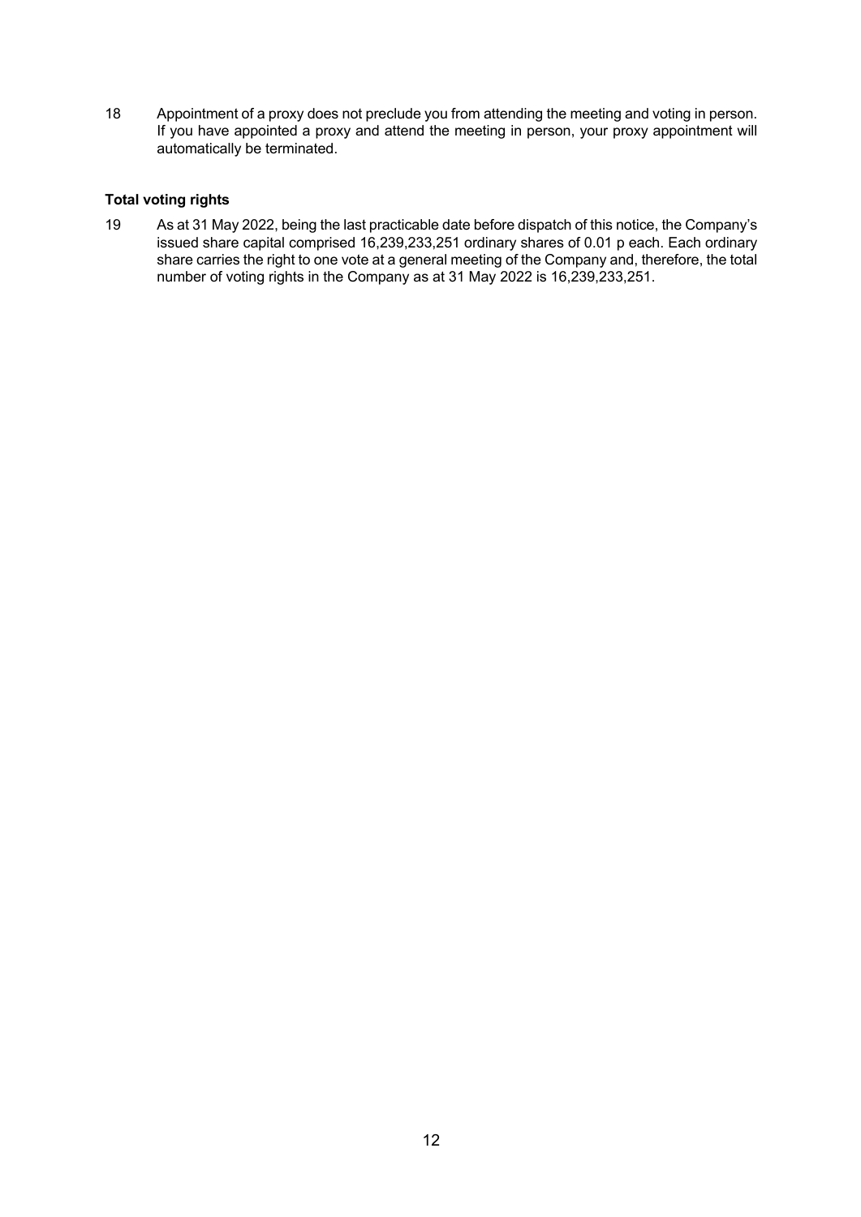18 Appointment of a proxy does not preclude you from attending the meeting and voting in person. If you have appointed a proxy and attend the meeting in person, your proxy appointment will automatically be terminated.

**Total voting rights**

19 As at 31 May 2022, being the last practicable date before dispatch of this notice, the Company's issued share capital comprised 16,239,233,251 ordinary shares of 0.01 p each. Each ordinary share carries the right to one vote at a general meeting of the Company and, therefore, the total number of voting rights in the Company as at 31 May 2022 is 16,239,233,251.